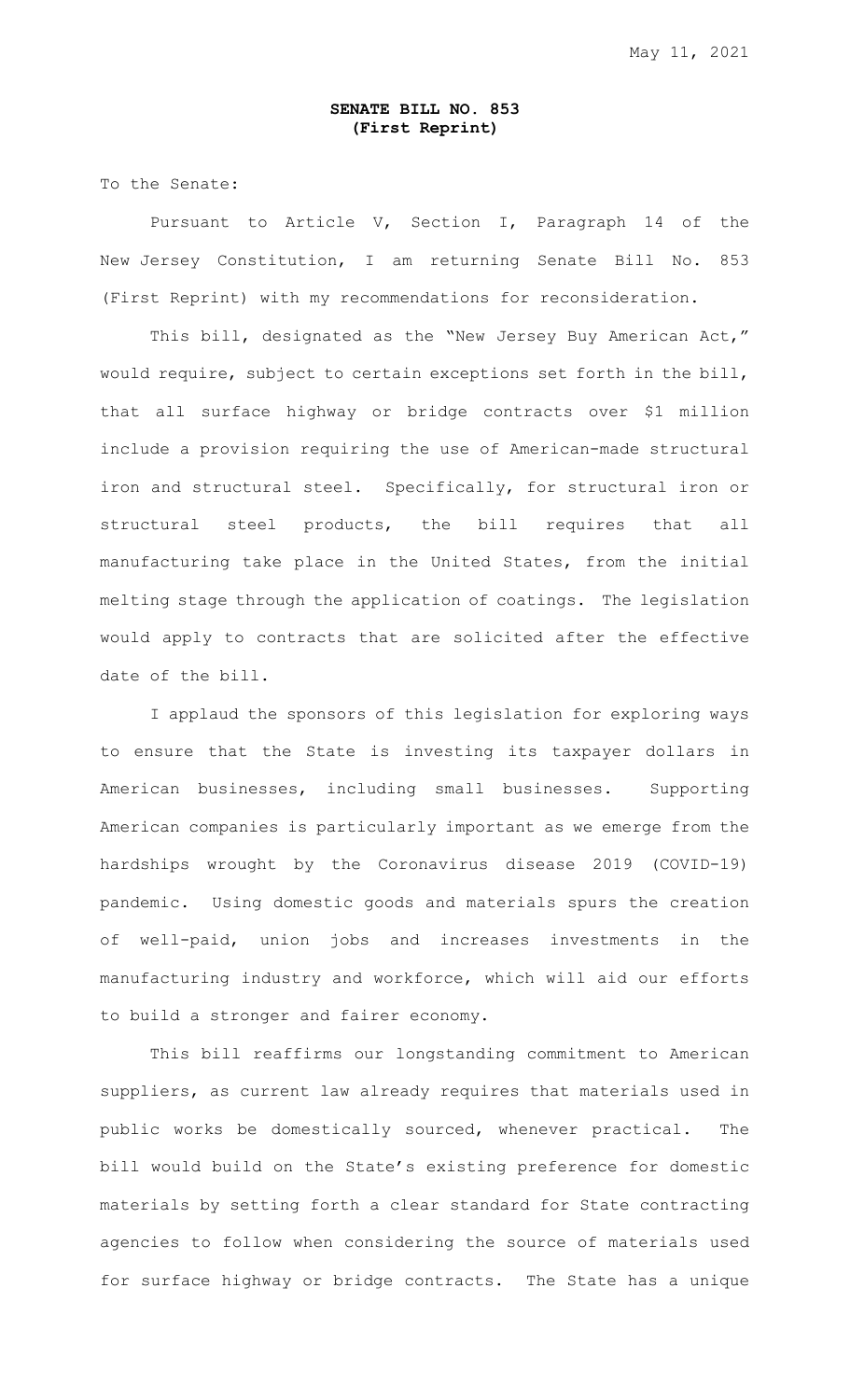May 11, 2021

**SENATE BILL NO. 853**
**(First Reprint)**

To the Senate:

Pursuant to Article V, Section I, Paragraph 14 of the New Jersey Constitution, I am returning Senate Bill No. 853 (First Reprint) with my recommendations for reconsideration.

This bill, designated as the "New Jersey Buy American Act," would require, subject to certain exceptions set forth in the bill, that all surface highway or bridge contracts over $1 million include a provision requiring the use of American-made structural iron and structural steel. Specifically, for structural iron or structural steel products, the bill requires that all manufacturing take place in the United States, from the initial melting stage through the application of coatings. The legislation would apply to contracts that are solicited after the effective date of the bill.

I applaud the sponsors of this legislation for exploring ways to ensure that the State is investing its taxpayer dollars in American businesses, including small businesses. Supporting American companies is particularly important as we emerge from the hardships wrought by the Coronavirus disease 2019 (COVID-19) pandemic. Using domestic goods and materials spurs the creation of well-paid, union jobs and increases investments in the manufacturing industry and workforce, which will aid our efforts to build a stronger and fairer economy.

This bill reaffirms our longstanding commitment to American suppliers, as current law already requires that materials used in public works be domestically sourced, whenever practical. The bill would build on the State's existing preference for domestic materials by setting forth a clear standard for State contracting agencies to follow when considering the source of materials used for surface highway or bridge contracts. The State has a unique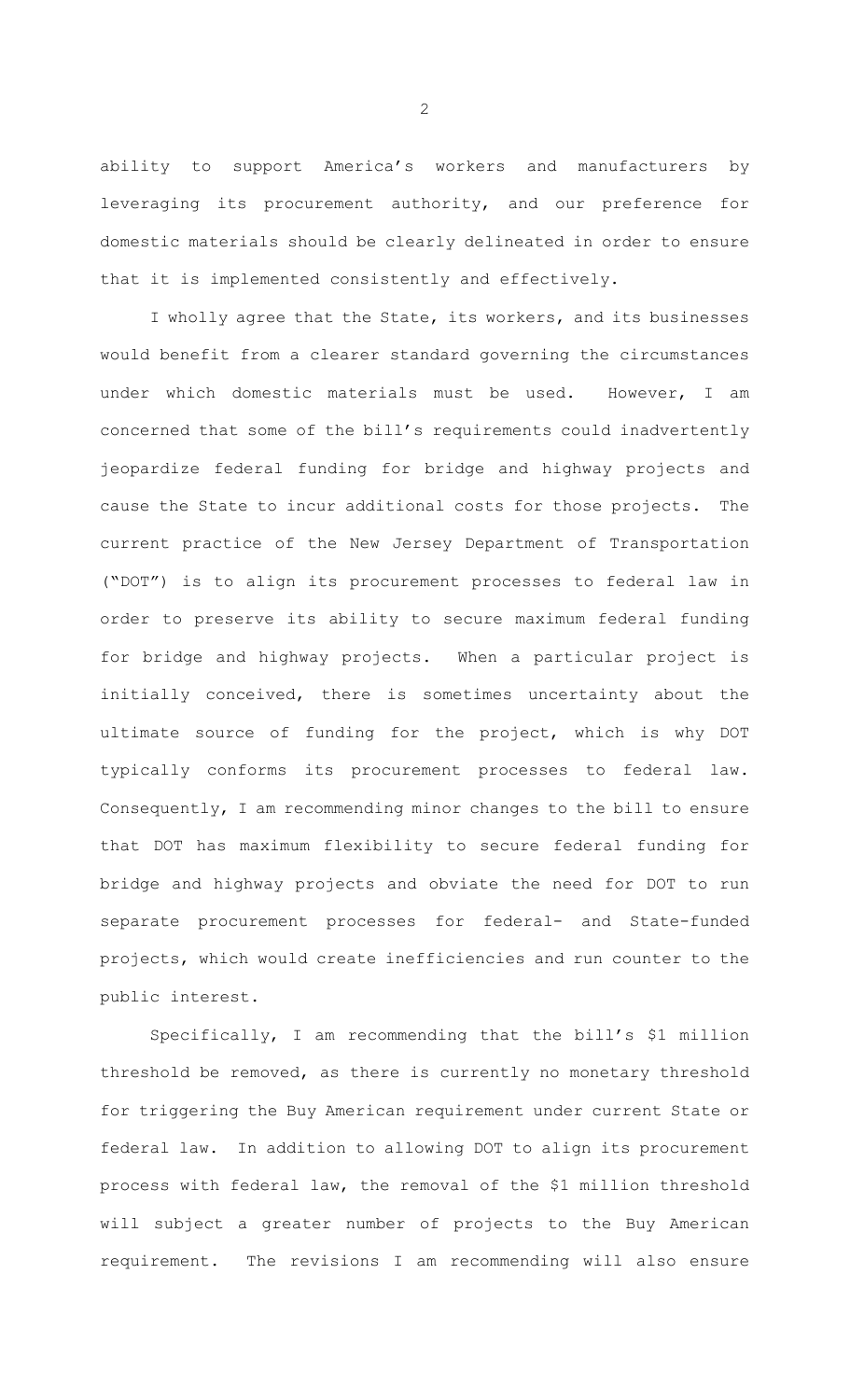ability to support America's workers and manufacturers by leveraging its procurement authority, and our preference for domestic materials should be clearly delineated in order to ensure that it is implemented consistently and effectively.

I wholly agree that the State, its workers, and its businesses would benefit from a clearer standard governing the circumstances under which domestic materials must be used. However, I am concerned that some of the bill's requirements could inadvertently jeopardize federal funding for bridge and highway projects and cause the State to incur additional costs for those projects. The current practice of the New Jersey Department of Transportation ("DOT") is to align its procurement processes to federal law in order to preserve its ability to secure maximum federal funding for bridge and highway projects. When a particular project is initially conceived, there is sometimes uncertainty about the ultimate source of funding for the project, which is why DOT typically conforms its procurement processes to federal law. Consequently, I am recommending minor changes to the bill to ensure that DOT has maximum flexibility to secure federal funding for bridge and highway projects and obviate the need for DOT to run separate procurement processes for federal- and State-funded projects, which would create inefficiencies and run counter to the public interest.

Specifically, I am recommending that the bill's $1 million threshold be removed, as there is currently no monetary threshold for triggering the Buy American requirement under current State or federal law. In addition to allowing DOT to align its procurement process with federal law, the removal of the $1 million threshold will subject a greater number of projects to the Buy American requirement. The revisions I am recommending will also ensure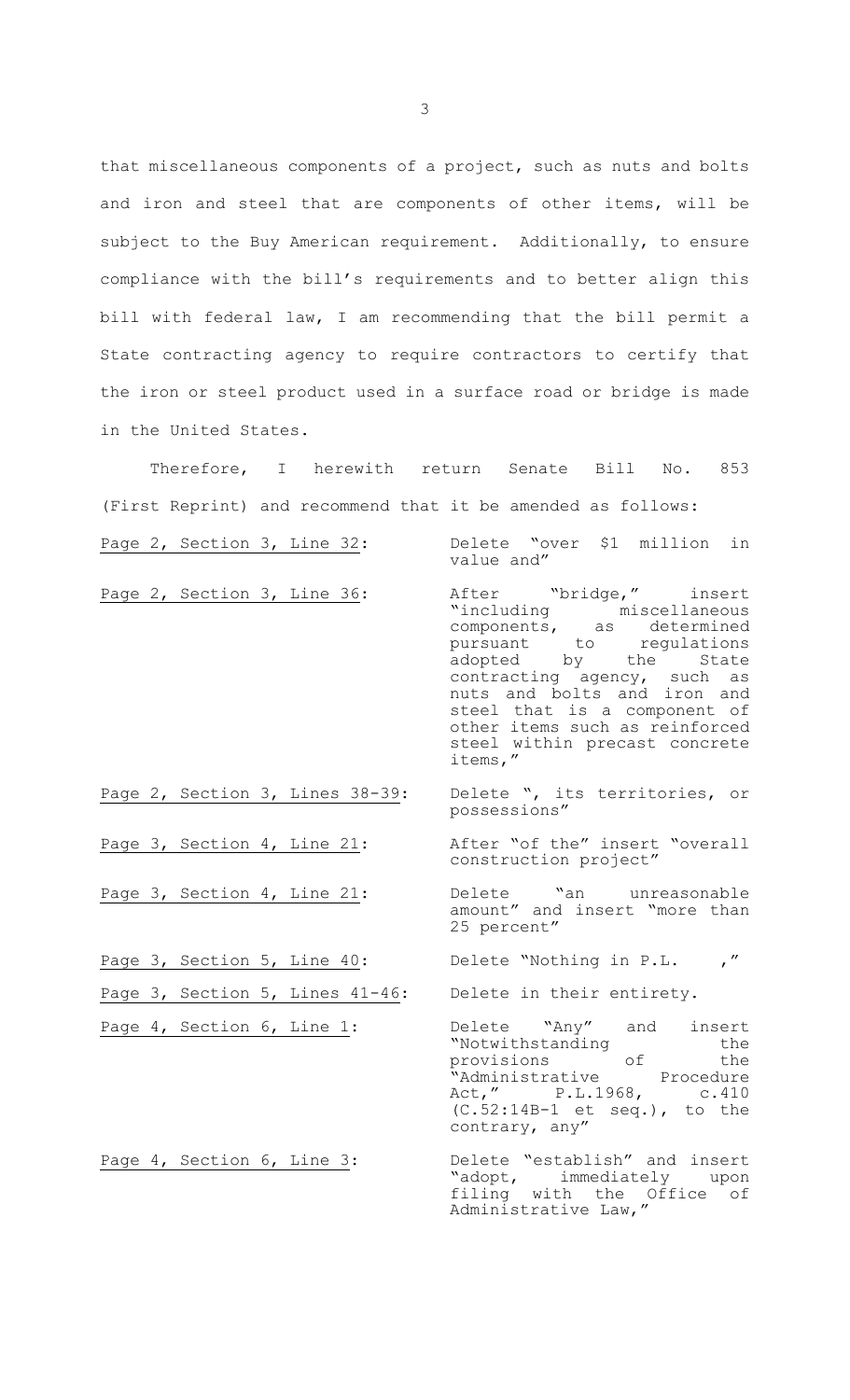that miscellaneous components of a project, such as nuts and bolts and iron and steel that are components of other items, will be subject to the Buy American requirement. Additionally, to ensure compliance with the bill's requirements and to better align this bill with federal law, I am recommending that the bill permit a State contracting agency to require contractors to certify that the iron or steel product used in a surface road or bridge is made in the United States.

Therefore, I herewith return Senate Bill No. 853 (First Reprint) and recommend that it be amended as follows:

| | |
|---|---|
| Page 2, Section 3, Line 32: | Delete "over $1 million in value and" |
| Page 2, Section 3, Line 36: | After "bridge," insert "including miscellaneous components, as determined pursuant to regulations adopted by the State contracting agency, such as nuts and bolts and iron and steel that is a component of other items such as reinforced steel within precast concrete items," |
| Page 2, Section 3, Lines 38-39: | Delete ", its territories, or possessions" |
| Page 3, Section 4, Line 21: | After "of the" insert "overall construction project" |
| Page 3, Section 4, Line 21: | Delete "an unreasonable amount" and insert "more than 25 percent" |
| Page 3, Section 5, Line 40: | Delete "Nothing in P.L. ," |
| Page 3, Section 5, Lines 41-46: | Delete in their entirety. |
| Page 4, Section 6, Line 1: | Delete "Any" and insert "Notwithstanding the provisions of the "Administrative Procedure Act," P.L.1968, c.410 (C.52:14B-1 et seq.), to the contrary, any" |
| Page 4, Section 6, Line 3: | Delete "establish" and insert "adopt, immediately upon filing with the Office of Administrative Law," |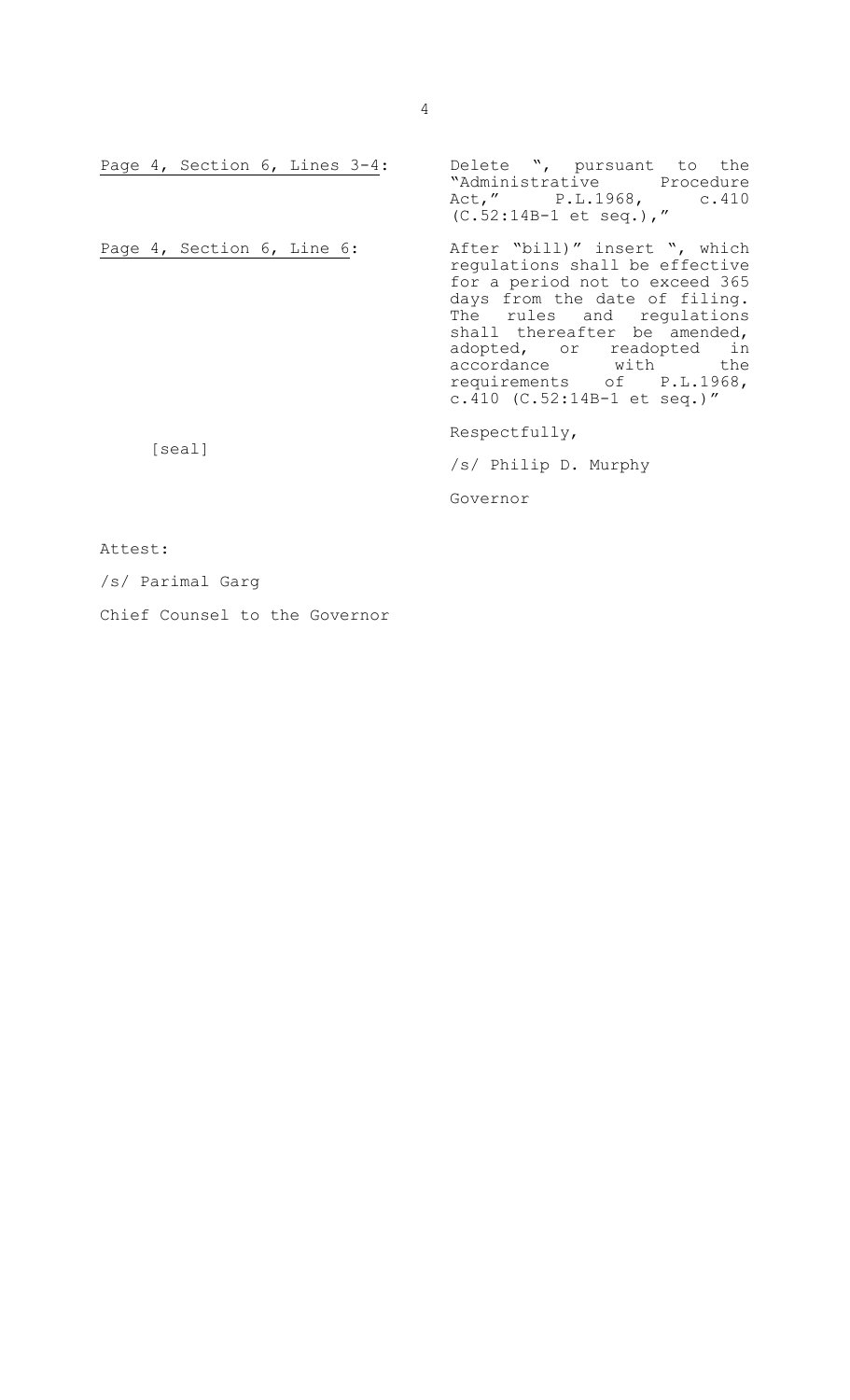| | |
|---|---|
| Page 4, Section 6, Lines 3-4: | Delete ", pursuant to the "Administrative Procedure Act," P.L.1968, c.410 (C.52:14B-1 et seq.)," |
| Page 4, Section 6, Line 6: | After "bill)" insert ", which regulations shall be effective for a period not to exceed 365 days from the date of filing. The rules and regulations shall thereafter be amended, adopted, or readopted in accordance with the requirements of P.L.1968, c.410 (C.52:14B-1 et seq.)" |

Respectfully,

[seal]

/s/ Philip D. Murphy

Governor

Attest:

/s/ Parimal Garg

Chief Counsel to the Governor